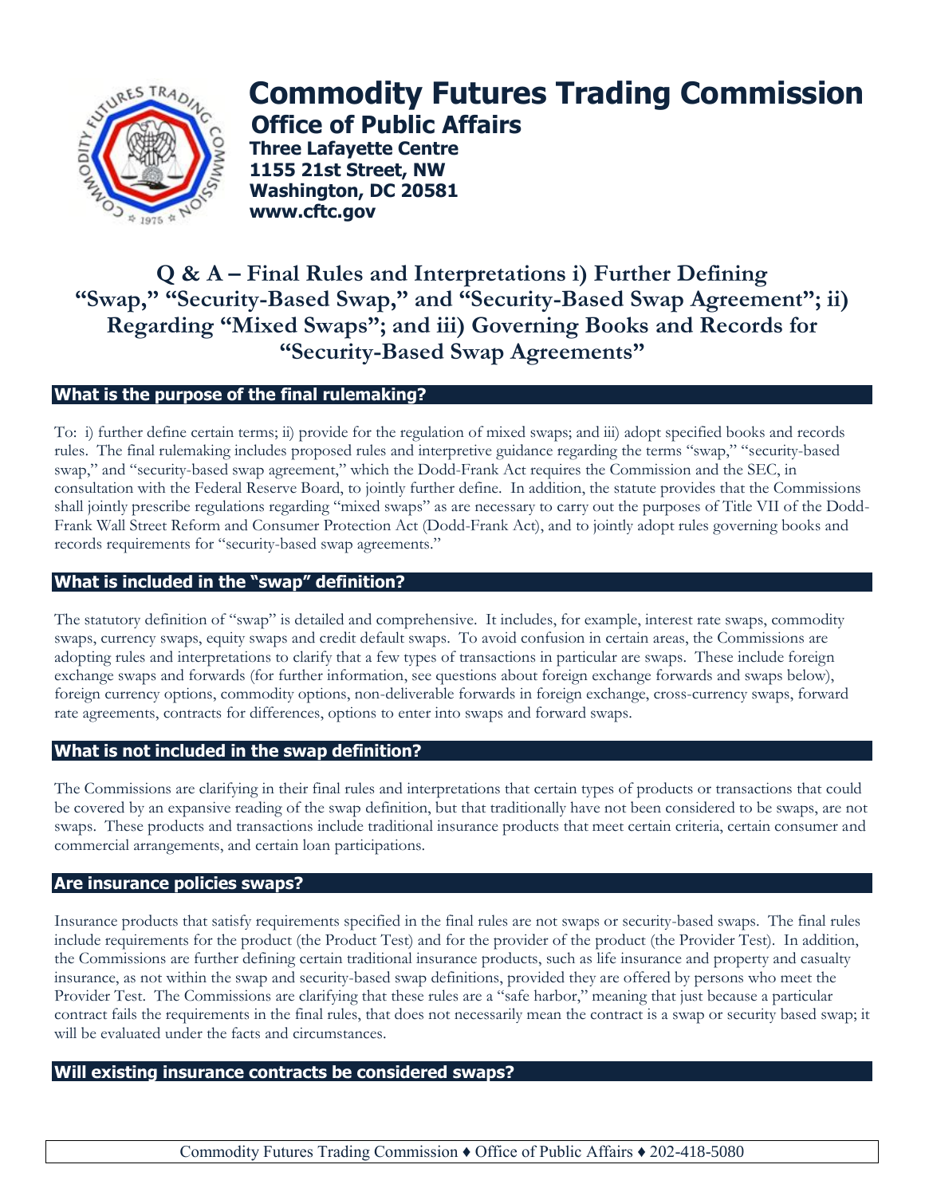# Commodity Futures Trading Commission

## Office of Public Affairs

**Three Lafayette Centre**
**1155 21st Street, NW**
**Washington, DC 20581**
**www.cftc.gov**

## Q & A – Final Rules and Interpretations i) Further Defining "Swap," "Security-Based Swap," and "Security-Based Swap Agreement"; ii) Regarding "Mixed Swaps"; and iii) Governing Books and Records for "Security-Based Swap Agreements"

### What is the purpose of the final rulemaking?

To: i) further define certain terms; ii) provide for the regulation of mixed swaps; and iii) adopt specified books and records rules. The final rulemaking includes proposed rules and interpretive guidance regarding the terms "swap," "security-based swap," and "security-based swap agreement," which the Dodd-Frank Act requires the Commission and the SEC, in consultation with the Federal Reserve Board, to jointly further define. In addition, the statute provides that the Commissions shall jointly prescribe regulations regarding "mixed swaps" as are necessary to carry out the purposes of Title VII of the Dodd-Frank Wall Street Reform and Consumer Protection Act (Dodd-Frank Act), and to jointly adopt rules governing books and records requirements for "security-based swap agreements."

### What is included in the "swap" definition?

The statutory definition of "swap" is detailed and comprehensive. It includes, for example, interest rate swaps, commodity swaps, currency swaps, equity swaps and credit default swaps. To avoid confusion in certain areas, the Commissions are adopting rules and interpretations to clarify that a few types of transactions in particular are swaps. These include foreign exchange swaps and forwards (for further information, see questions about foreign exchange forwards and swaps below), foreign currency options, commodity options, non-deliverable forwards in foreign exchange, cross-currency swaps, forward rate agreements, contracts for differences, options to enter into swaps and forward swaps.

### What is not included in the swap definition?

The Commissions are clarifying in their final rules and interpretations that certain types of products or transactions that could be covered by an expansive reading of the swap definition, but that traditionally have not been considered to be swaps, are not swaps. These products and transactions include traditional insurance products that meet certain criteria, certain consumer and commercial arrangements, and certain loan participations.

### Are insurance policies swaps?

Insurance products that satisfy requirements specified in the final rules are not swaps or security-based swaps. The final rules include requirements for the product (the Product Test) and for the provider of the product (the Provider Test). In addition, the Commissions are further defining certain traditional insurance products, such as life insurance and property and casualty insurance, as not within the swap and security-based swap definitions, provided they are offered by persons who meet the Provider Test. The Commissions are clarifying that these rules are a "safe harbor," meaning that just because a particular contract fails the requirements in the final rules, that does not necessarily mean the contract is a swap or security based swap; it will be evaluated under the facts and circumstances.

### Will existing insurance contracts be considered swaps?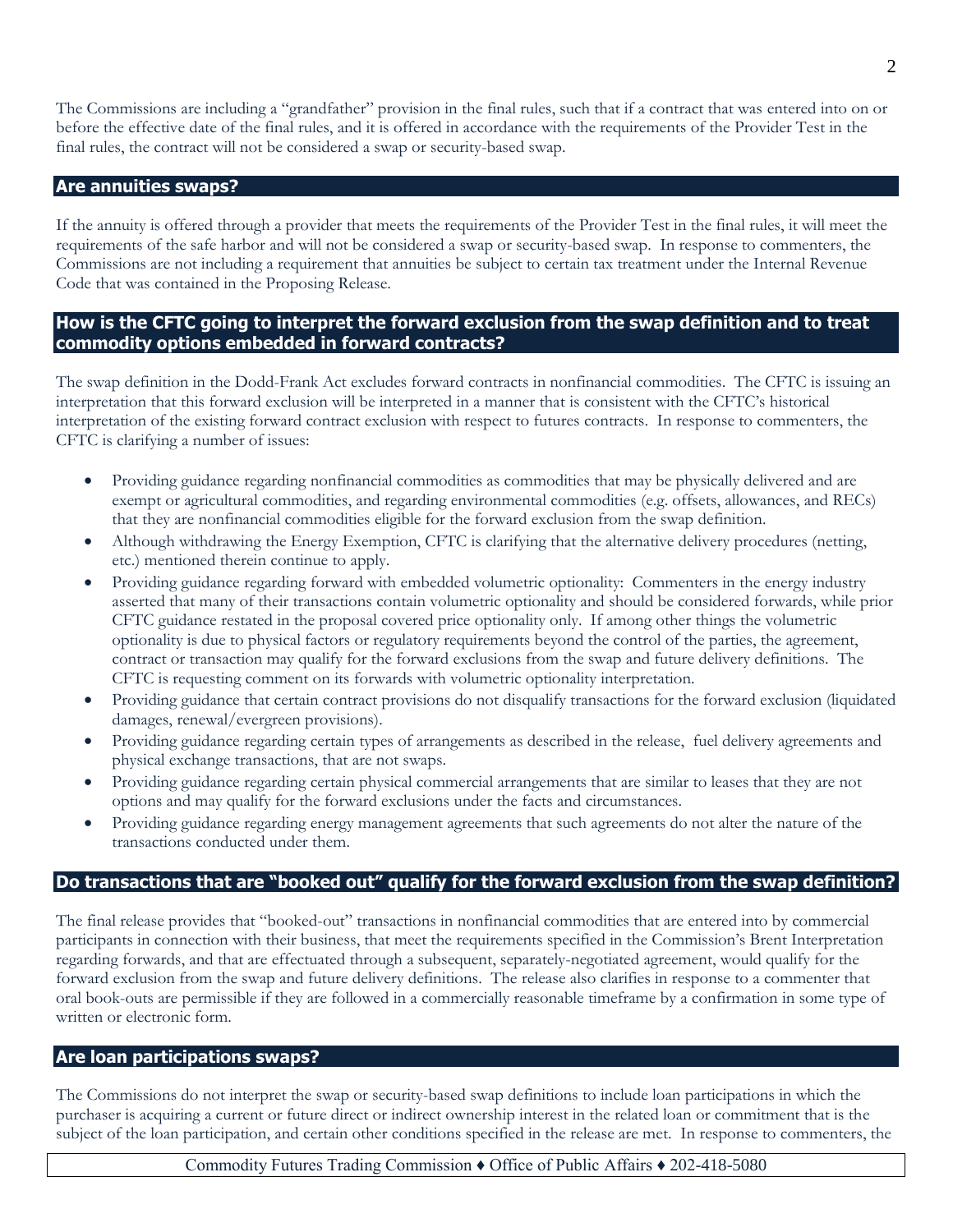The Commissions are including a "grandfather" provision in the final rules, such that if a contract that was entered into on or before the effective date of the final rules, and it is offered in accordance with the requirements of the Provider Test in the final rules, the contract will not be considered a swap or security-based swap.

## Are annuities swaps?

If the annuity is offered through a provider that meets the requirements of the Provider Test in the final rules, it will meet the requirements of the safe harbor and will not be considered a swap or security-based swap. In response to commenters, the Commissions are not including a requirement that annuities be subject to certain tax treatment under the Internal Revenue Code that was contained in the Proposing Release.

## How is the CFTC going to interpret the forward exclusion from the swap definition and to treat commodity options embedded in forward contracts?

The swap definition in the Dodd-Frank Act excludes forward contracts in nonfinancial commodities. The CFTC is issuing an interpretation that this forward exclusion will be interpreted in a manner that is consistent with the CFTC's historical interpretation of the existing forward contract exclusion with respect to futures contracts. In response to commenters, the CFTC is clarifying a number of issues:

- Providing guidance regarding nonfinancial commodities as commodities that may be physically delivered and are exempt or agricultural commodities, and regarding environmental commodities (e.g. offsets, allowances, and RECs) that they are nonfinancial commodities eligible for the forward exclusion from the swap definition.
- Although withdrawing the Energy Exemption, CFTC is clarifying that the alternative delivery procedures (netting, etc.) mentioned therein continue to apply.
- Providing guidance regarding forward with embedded volumetric optionality: Commenters in the energy industry asserted that many of their transactions contain volumetric optionality and should be considered forwards, while prior CFTC guidance restated in the proposal covered price optionality only. If among other things the volumetric optionality is due to physical factors or regulatory requirements beyond the control of the parties, the agreement, contract or transaction may qualify for the forward exclusions from the swap and future delivery definitions. The CFTC is requesting comment on its forwards with volumetric optionality interpretation.
- Providing guidance that certain contract provisions do not disqualify transactions for the forward exclusion (liquidated damages, renewal/evergreen provisions).
- Providing guidance regarding certain types of arrangements as described in the release, fuel delivery agreements and physical exchange transactions, that are not swaps.
- Providing guidance regarding certain physical commercial arrangements that are similar to leases that they are not options and may qualify for the forward exclusions under the facts and circumstances.
- Providing guidance regarding energy management agreements that such agreements do not alter the nature of the transactions conducted under them.

## Do transactions that are "booked out" qualify for the forward exclusion from the swap definition?

The final release provides that "booked-out" transactions in nonfinancial commodities that are entered into by commercial participants in connection with their business, that meet the requirements specified in the Commission's Brent Interpretation regarding forwards, and that are effectuated through a subsequent, separately-negotiated agreement, would qualify for the forward exclusion from the swap and future delivery definitions. The release also clarifies in response to a commenter that oral book-outs are permissible if they are followed in a commercially reasonable timeframe by a confirmation in some type of written or electronic form.

## Are loan participations swaps?

The Commissions do not interpret the swap or security-based swap definitions to include loan participations in which the purchaser is acquiring a current or future direct or indirect ownership interest in the related loan or commitment that is the subject of the loan participation, and certain other conditions specified in the release are met. In response to commenters, the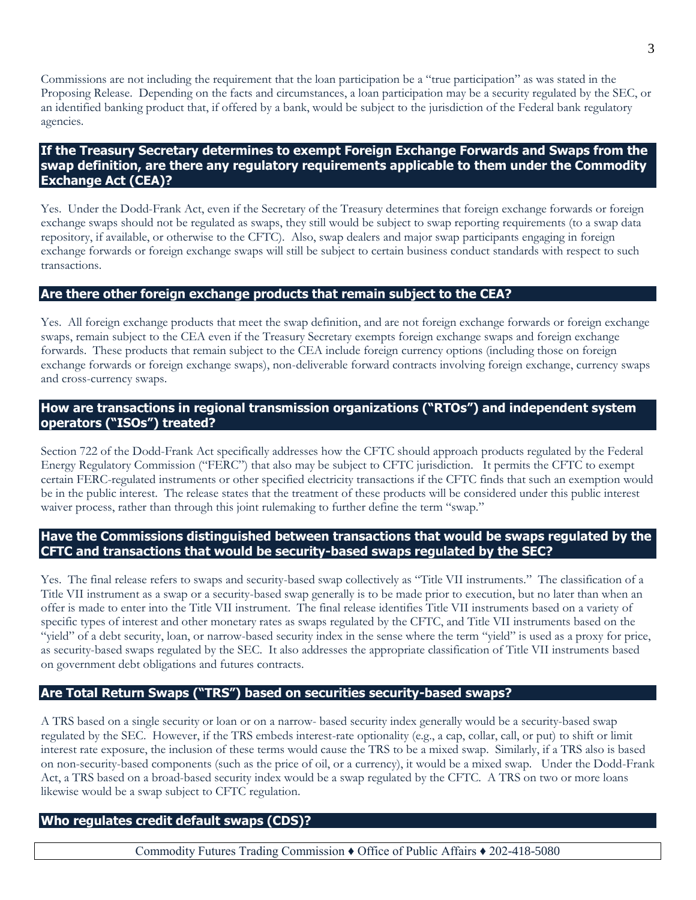Commissions are not including the requirement that the loan participation be a "true participation" as was stated in the Proposing Release. Depending on the facts and circumstances, a loan participation may be a security regulated by the SEC, or an identified banking product that, if offered by a bank, would be subject to the jurisdiction of the Federal bank regulatory agencies.

## If the Treasury Secretary determines to exempt Foreign Exchange Forwards and Swaps from the swap definition, are there any regulatory requirements applicable to them under the Commodity Exchange Act (CEA)?

Yes. Under the Dodd-Frank Act, even if the Secretary of the Treasury determines that foreign exchange forwards or foreign exchange swaps should not be regulated as swaps, they still would be subject to swap reporting requirements (to a swap data repository, if available, or otherwise to the CFTC). Also, swap dealers and major swap participants engaging in foreign exchange forwards or foreign exchange swaps will still be subject to certain business conduct standards with respect to such transactions.

## Are there other foreign exchange products that remain subject to the CEA?

Yes. All foreign exchange products that meet the swap definition, and are not foreign exchange forwards or foreign exchange swaps, remain subject to the CEA even if the Treasury Secretary exempts foreign exchange swaps and foreign exchange forwards. These products that remain subject to the CEA include foreign currency options (including those on foreign exchange forwards or foreign exchange swaps), non-deliverable forward contracts involving foreign exchange, currency swaps and cross-currency swaps.

## How are transactions in regional transmission organizations ("RTOs") and independent system operators ("ISOs") treated?

Section 722 of the Dodd-Frank Act specifically addresses how the CFTC should approach products regulated by the Federal Energy Regulatory Commission ("FERC") that also may be subject to CFTC jurisdiction. It permits the CFTC to exempt certain FERC-regulated instruments or other specified electricity transactions if the CFTC finds that such an exemption would be in the public interest. The release states that the treatment of these products will be considered under this public interest waiver process, rather than through this joint rulemaking to further define the term "swap."

## Have the Commissions distinguished between transactions that would be swaps regulated by the CFTC and transactions that would be security-based swaps regulated by the SEC?

Yes. The final release refers to swaps and security-based swap collectively as "Title VII instruments." The classification of a Title VII instrument as a swap or a security-based swap generally is to be made prior to execution, but no later than when an offer is made to enter into the Title VII instrument. The final release identifies Title VII instruments based on a variety of specific types of interest and other monetary rates as swaps regulated by the CFTC, and Title VII instruments based on the "yield" of a debt security, loan, or narrow-based security index in the sense where the term "yield" is used as a proxy for price, as security-based swaps regulated by the SEC. It also addresses the appropriate classification of Title VII instruments based on government debt obligations and futures contracts.

## Are Total Return Swaps ("TRS") based on securities security-based swaps?

A TRS based on a single security or loan or on a narrow- based security index generally would be a security-based swap regulated by the SEC. However, if the TRS embeds interest-rate optionality (e.g., a cap, collar, call, or put) to shift or limit interest rate exposure, the inclusion of these terms would cause the TRS to be a mixed swap. Similarly, if a TRS also is based on non-security-based components (such as the price of oil, or a currency), it would be a mixed swap. Under the Dodd-Frank Act, a TRS based on a broad-based security index would be a swap regulated by the CFTC. A TRS on two or more loans likewise would be a swap subject to CFTC regulation.

## Who regulates credit default swaps (CDS)?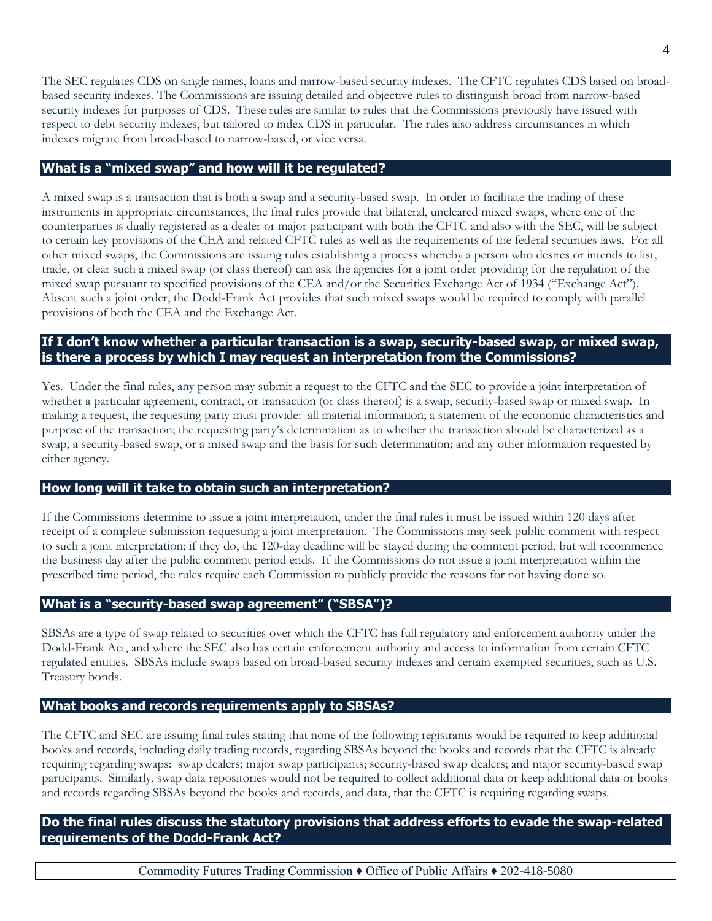The SEC regulates CDS on single names, loans and narrow-based security indexes. The CFTC regulates CDS based on broad-based security indexes. The Commissions are issuing detailed and objective rules to distinguish broad from narrow-based security indexes for purposes of CDS. These rules are similar to rules that the Commissions previously have issued with respect to debt security indexes, but tailored to index CDS in particular. The rules also address circumstances in which indexes migrate from broad-based to narrow-based, or vice versa.

## What is a "mixed swap" and how will it be regulated?

A mixed swap is a transaction that is both a swap and a security-based swap. In order to facilitate the trading of these instruments in appropriate circumstances, the final rules provide that bilateral, uncleared mixed swaps, where one of the counterparties is dually registered as a dealer or major participant with both the CFTC and also with the SEC, will be subject to certain key provisions of the CEA and related CFTC rules as well as the requirements of the federal securities laws. For all other mixed swaps, the Commissions are issuing rules establishing a process whereby a person who desires or intends to list, trade, or clear such a mixed swap (or class thereof) can ask the agencies for a joint order providing for the regulation of the mixed swap pursuant to specified provisions of the CEA and/or the Securities Exchange Act of 1934 ("Exchange Act"). Absent such a joint order, the Dodd-Frank Act provides that such mixed swaps would be required to comply with parallel provisions of both the CEA and the Exchange Act.

## If I don't know whether a particular transaction is a swap, security-based swap, or mixed swap, is there a process by which I may request an interpretation from the Commissions?

Yes. Under the final rules, any person may submit a request to the CFTC and the SEC to provide a joint interpretation of whether a particular agreement, contract, or transaction (or class thereof) is a swap, security-based swap or mixed swap. In making a request, the requesting party must provide: all material information; a statement of the economic characteristics and purpose of the transaction; the requesting party's determination as to whether the transaction should be characterized as a swap, a security-based swap, or a mixed swap and the basis for such determination; and any other information requested by either agency.

## How long will it take to obtain such an interpretation?

If the Commissions determine to issue a joint interpretation, under the final rules it must be issued within 120 days after receipt of a complete submission requesting a joint interpretation. The Commissions may seek public comment with respect to such a joint interpretation; if they do, the 120-day deadline will be stayed during the comment period, but will recommence the business day after the public comment period ends. If the Commissions do not issue a joint interpretation within the prescribed time period, the rules require each Commission to publicly provide the reasons for not having done so.

## What is a "security-based swap agreement" ("SBSA")?

SBSAs are a type of swap related to securities over which the CFTC has full regulatory and enforcement authority under the Dodd-Frank Act, and where the SEC also has certain enforcement authority and access to information from certain CFTC regulated entities. SBSAs include swaps based on broad-based security indexes and certain exempted securities, such as U.S. Treasury bonds.

## What books and records requirements apply to SBSAs?

The CFTC and SEC are issuing final rules stating that none of the following registrants would be required to keep additional books and records, including daily trading records, regarding SBSAs beyond the books and records that the CFTC is already requiring regarding swaps: swap dealers; major swap participants; security-based swap dealers; and major security-based swap participants. Similarly, swap data repositories would not be required to collect additional data or keep additional data or books and records regarding SBSAs beyond the books and records, and data, that the CFTC is requiring regarding swaps.

## Do the final rules discuss the statutory provisions that address efforts to evade the swap-related requirements of the Dodd-Frank Act?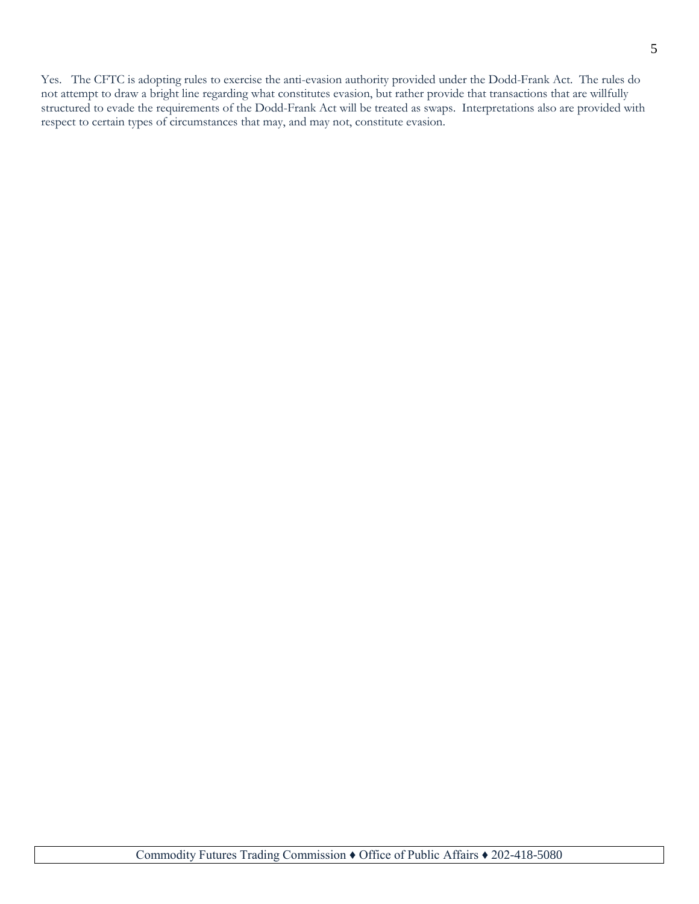Yes. The CFTC is adopting rules to exercise the anti-evasion authority provided under the Dodd-Frank Act. The rules do not attempt to draw a bright line regarding what constitutes evasion, but rather provide that transactions that are willfully structured to evade the requirements of the Dodd-Frank Act will be treated as swaps. Interpretations also are provided with respect to certain types of circumstances that may, and may not, constitute evasion.